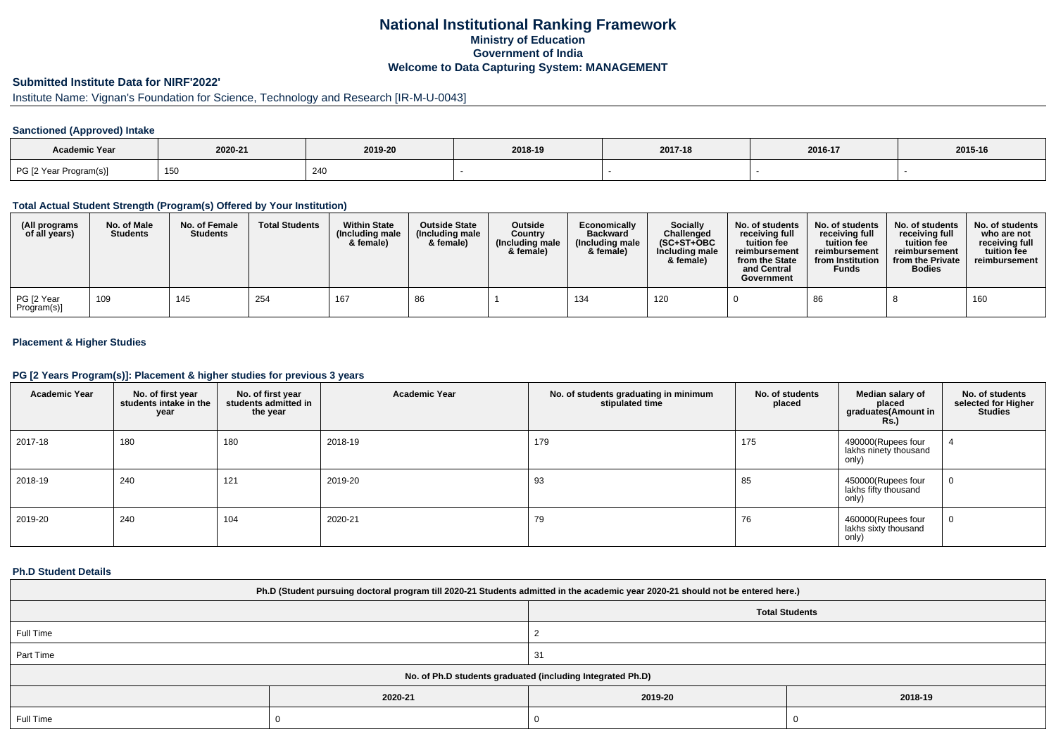# National Institutional Ranking Framework
## Ministry of Education
## Government of India
## Welcome to Data Capturing System: MANAGEMENT

### Submitted Institute Data for NIRF'2022'

Institute Name: Vignan's Foundation for Science, Technology and Research [IR-M-U-0043]

### Sanctioned (Approved) Intake

| Academic Year | 2020-21 | 2019-20 | 2018-19 | 2017-18 | 2016-17 | 2015-16 |
|---|---|---|---|---|---|---|
| PG [2 Year Program(s)] | 150 | 240 | - | - | - | - |

### Total Actual Student Strength (Program(s) Offered by Your Institution)

| (All programs of all years) | No. of Male Students | No. of Female Students | Total Students | Within State (Including male & female) | Outside State (Including male & female) | Outside Country (Including male & female) | Economically Backward (Including male & female) | Socially Challenged (SC+ST+OBC Including male & female) | No. of students receiving full tuition fee reimbursement from the State and Central Government | No. of students receiving full tuition fee reimbursement from Institution Funds | No. of students receiving full tuition fee reimbursement from the Private Bodies | No. of students who are not receiving full tuition fee reimbursement |
|---|---|---|---|---|---|---|---|---|---|---|---|---|
| PG [2 Year Program(s)] | 109 | 145 | 254 | 167 | 86 | 1 | 134 | 120 | 0 | 86 | 8 | 160 |

### Placement & Higher Studies

### PG [2 Years Program(s)]: Placement & higher studies for previous 3 years

| Academic Year | No. of first year students intake in the year | No. of first year students admitted in the year | Academic Year | No. of students graduating in minimum stipulated time | No. of students placed | Median salary of placed graduates(Amount in Rs.) | No. of students selected for Higher Studies |
|---|---|---|---|---|---|---|---|
| 2017-18 | 180 | 180 | 2018-19 | 179 | 175 | 490000(Rupees four lakhs ninety thousand only) | 4 |
| 2018-19 | 240 | 121 | 2019-20 | 93 | 85 | 450000(Rupees four lakhs fifty thousand only) | 0 |
| 2019-20 | 240 | 104 | 2020-21 | 79 | 76 | 460000(Rupees four lakhs sixty thousand only) | 0 |

### Ph.D Student Details

| Ph.D (Student pursuing doctoral program till 2020-21 Students admitted in the academic year 2020-21 should not be entered here.) | | | |
|---|---|---|---|
| | | Total Students | |
| Full Time | | 2 | |
| Part Time | | 31 | |
| No. of Ph.D students graduated (including Integrated Ph.D) | | | |
| | 2020-21 | 2019-20 | 2018-19 |
| Full Time | 0 | 0 | 0 |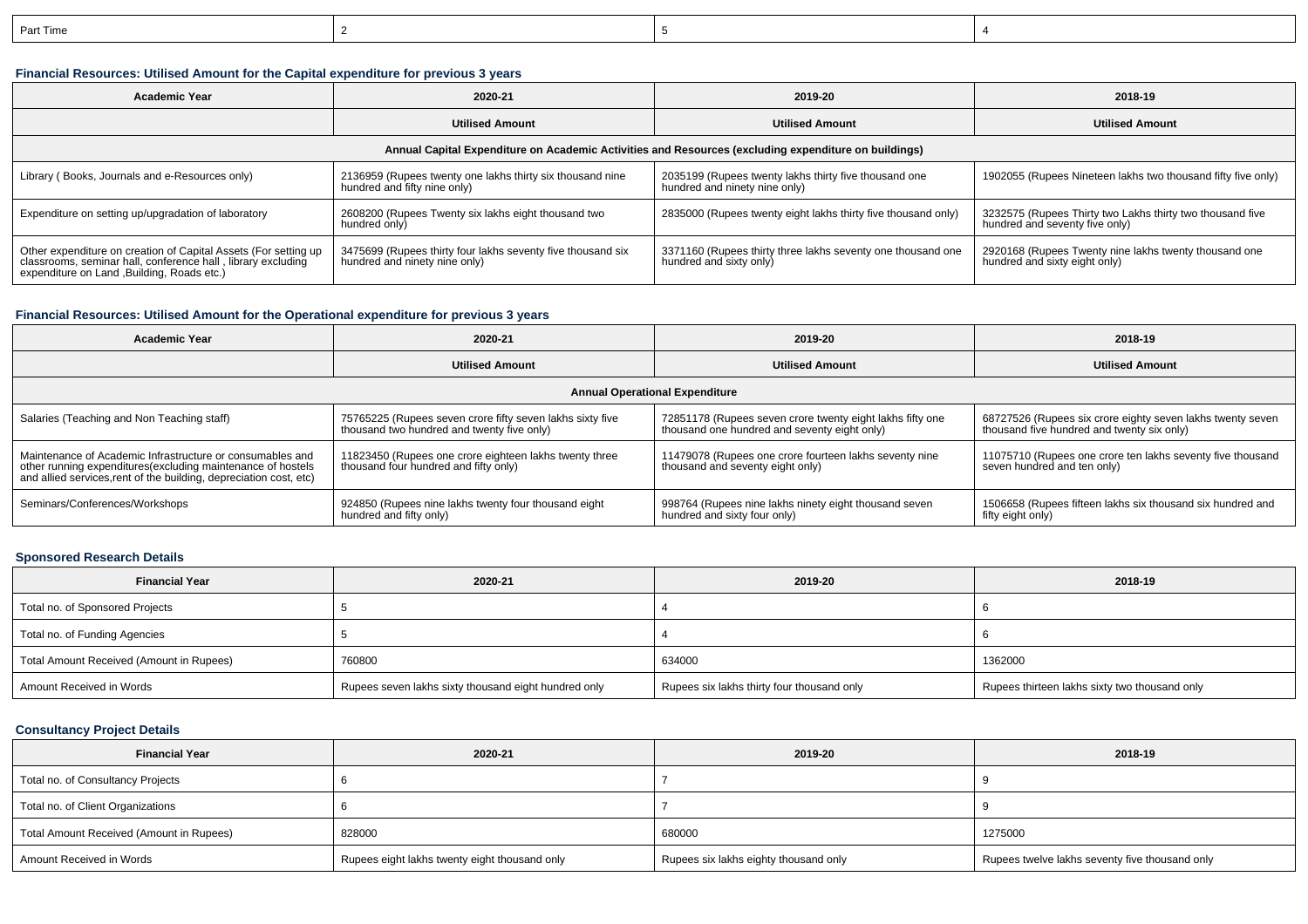| Part Time | 2 | 5 | 4 |
|---|---|---|---|

### Financial Resources: Utilised Amount for the Capital expenditure for previous 3 years

| Academic Year | 2020-21 | 2019-20 | 2018-19 |
|---|---|---|---|
| | Utilised Amount | Utilised Amount | Utilised Amount |
| Annual Capital Expenditure on Academic Activities and Resources (excluding expenditure on buildings) | | | |
| Library ( Books, Journals and e-Resources only) | 2136959 (Rupees twenty one lakhs thirty six thousand nine hundred and fifty nine only) | 2035199 (Rupees twenty lakhs thirty five thousand one hundred and ninety nine only) | 1902055 (Rupees Nineteen lakhs two thousand fifty five only) |
| Expenditure on setting up/upgradation of laboratory | 2608200 (Rupees Twenty six lakhs eight thousand two hundred only) | 2835000 (Rupees twenty eight lakhs thirty five thousand only) | 3232575 (Rupees Thirty two Lakhs thirty two thousand five hundred and seventy five only) |
| Other expenditure on creation of Capital Assets (For setting up classrooms, seminar hall, conference hall , library excluding expenditure on Land ,Building, Roads etc.) | 3475699 (Rupees thirty four lakhs seventy five thousand six hundred and ninety nine only) | 3371160 (Rupees thirty three lakhs seventy one thousand one hundred and sixty only) | 2920168 (Rupees Twenty nine lakhs twenty thousand one hundred and sixty eight only) |

### Financial Resources: Utilised Amount for the Operational expenditure for previous 3 years

| Academic Year | 2020-21 | 2019-20 | 2018-19 |
|---|---|---|---|
| | Utilised Amount | Utilised Amount | Utilised Amount |
| Annual Operational Expenditure | | | |
| Salaries (Teaching and Non Teaching staff) | 75765225 (Rupees seven crore fifty seven lakhs sixty five thousand two hundred and twenty five only) | 72851178 (Rupees seven crore twenty eight lakhs fifty one thousand one hundred and seventy eight only) | 68727526 (Rupees six crore eighty seven lakhs twenty seven thousand five hundred and twenty six only) |
| Maintenance of Academic Infrastructure or consumables and other running expenditures(excluding maintenance of hostels and allied services,rent of the building, depreciation cost, etc) | 11823450 (Rupees one crore eighteen lakhs twenty three thousand four hundred and fifty only) | 11479078 (Rupees one crore fourteen lakhs seventy nine thousand and seventy eight only) | 11075710 (Rupees one crore ten lakhs seventy five thousand seven hundred and ten only) |
| Seminars/Conferences/Workshops | 924850 (Rupees nine lakhs twenty four thousand eight hundred and fifty only) | 998764 (Rupees nine lakhs ninety eight thousand seven hundred and sixty four only) | 1506658 (Rupees fifteen lakhs six thousand six hundred and fifty eight only) |

### Sponsored Research Details

| Financial Year | 2020-21 | 2019-20 | 2018-19 |
|---|---|---|---|
| Total no. of Sponsored Projects | 5 | 4 | 6 |
| Total no. of Funding Agencies | 5 | 4 | 6 |
| Total Amount Received (Amount in Rupees) | 760800 | 634000 | 1362000 |
| Amount Received in Words | Rupees seven lakhs sixty thousand eight hundred only | Rupees six lakhs thirty four thousand only | Rupees thirteen lakhs sixty two thousand only |

### Consultancy Project Details

| Financial Year | 2020-21 | 2019-20 | 2018-19 |
|---|---|---|---|
| Total no. of Consultancy Projects | 6 | 7 | 9 |
| Total no. of Client Organizations | 6 | 7 | 9 |
| Total Amount Received (Amount in Rupees) | 828000 | 680000 | 1275000 |
| Amount Received in Words | Rupees eight lakhs twenty eight thousand only | Rupees six lakhs eighty thousand only | Rupees twelve lakhs seventy five thousand only |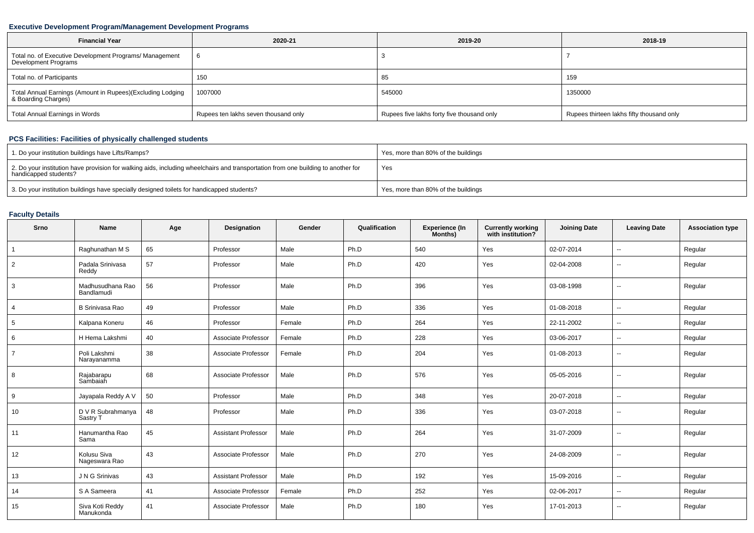### Executive Development Program/Management Development Programs

| Financial Year | 2020-21 | 2019-20 | 2018-19 |
|---|---|---|---|
| Total no. of Executive Development Programs/ Management Development Programs | 6 | 3 | 7 |
| Total no. of Participants | 150 | 85 | 159 |
| Total Annual Earnings (Amount in Rupees)(Excluding Lodging & Boarding Charges) | 1007000 | 545000 | 1350000 |
| Total Annual Earnings in Words | Rupees ten lakhs seven thousand only | Rupees five lakhs forty five thousand only | Rupees thirteen lakhs fifty thousand only |

### PCS Facilities: Facilities of physically challenged students

| | |
|---|---|
| 1. Do your institution buildings have Lifts/Ramps? | Yes, more than 80% of the buildings |
| 2. Do your institution have provision for walking aids, including wheelchairs and transportation from one building to another for handicapped students? | Yes |
| 3. Do your institution buildings have specially designed toilets for handicapped students? | Yes, more than 80% of the buildings |

### Faculty Details

| Srno | Name | Age | Designation | Gender | Qualification | Experience (In Months) | Currently working with institution? | Joining Date | Leaving Date | Association type |
|---|---|---|---|---|---|---|---|---|---|---|
| 1 | Raghunathan M S | 65 | Professor | Male | Ph.D | 540 | Yes | 02-07-2014 | -- | Regular |
| 2 | Padala Srinivasa Reddy | 57 | Professor | Male | Ph.D | 420 | Yes | 02-04-2008 | -- | Regular |
| 3 | Madhusudhana Rao Bandlamudi | 56 | Professor | Male | Ph.D | 396 | Yes | 03-08-1998 | -- | Regular |
| 4 | B Srinivasa Rao | 49 | Professor | Male | Ph.D | 336 | Yes | 01-08-2018 | -- | Regular |
| 5 | Kalpana Koneru | 46 | Professor | Female | Ph.D | 264 | Yes | 22-11-2002 | -- | Regular |
| 6 | H Hema Lakshmi | 40 | Associate Professor | Female | Ph.D | 228 | Yes | 03-06-2017 | -- | Regular |
| 7 | Poli Lakshmi Narayanamma | 38 | Associate Professor | Female | Ph.D | 204 | Yes | 01-08-2013 | -- | Regular |
| 8 | Rajabarapu Sambaiah | 68 | Associate Professor | Male | Ph.D | 576 | Yes | 05-05-2016 | -- | Regular |
| 9 | Jayapala Reddy A V | 50 | Professor | Male | Ph.D | 348 | Yes | 20-07-2018 | -- | Regular |
| 10 | D V R Subrahmanya Sastry T | 48 | Professor | Male | Ph.D | 336 | Yes | 03-07-2018 | -- | Regular |
| 11 | Hanumantha Rao Sama | 45 | Assistant Professor | Male | Ph.D | 264 | Yes | 31-07-2009 | -- | Regular |
| 12 | Kolusu Siva Nageswara Rao | 43 | Associate Professor | Male | Ph.D | 270 | Yes | 24-08-2009 | -- | Regular |
| 13 | J N G Srinivas | 43 | Assistant Professor | Male | Ph.D | 192 | Yes | 15-09-2016 | -- | Regular |
| 14 | S A Sameera | 41 | Associate Professor | Female | Ph.D | 252 | Yes | 02-06-2017 | -- | Regular |
| 15 | Siva Koti Reddy Manukonda | 41 | Associate Professor | Male | Ph.D | 180 | Yes | 17-01-2013 | -- | Regular |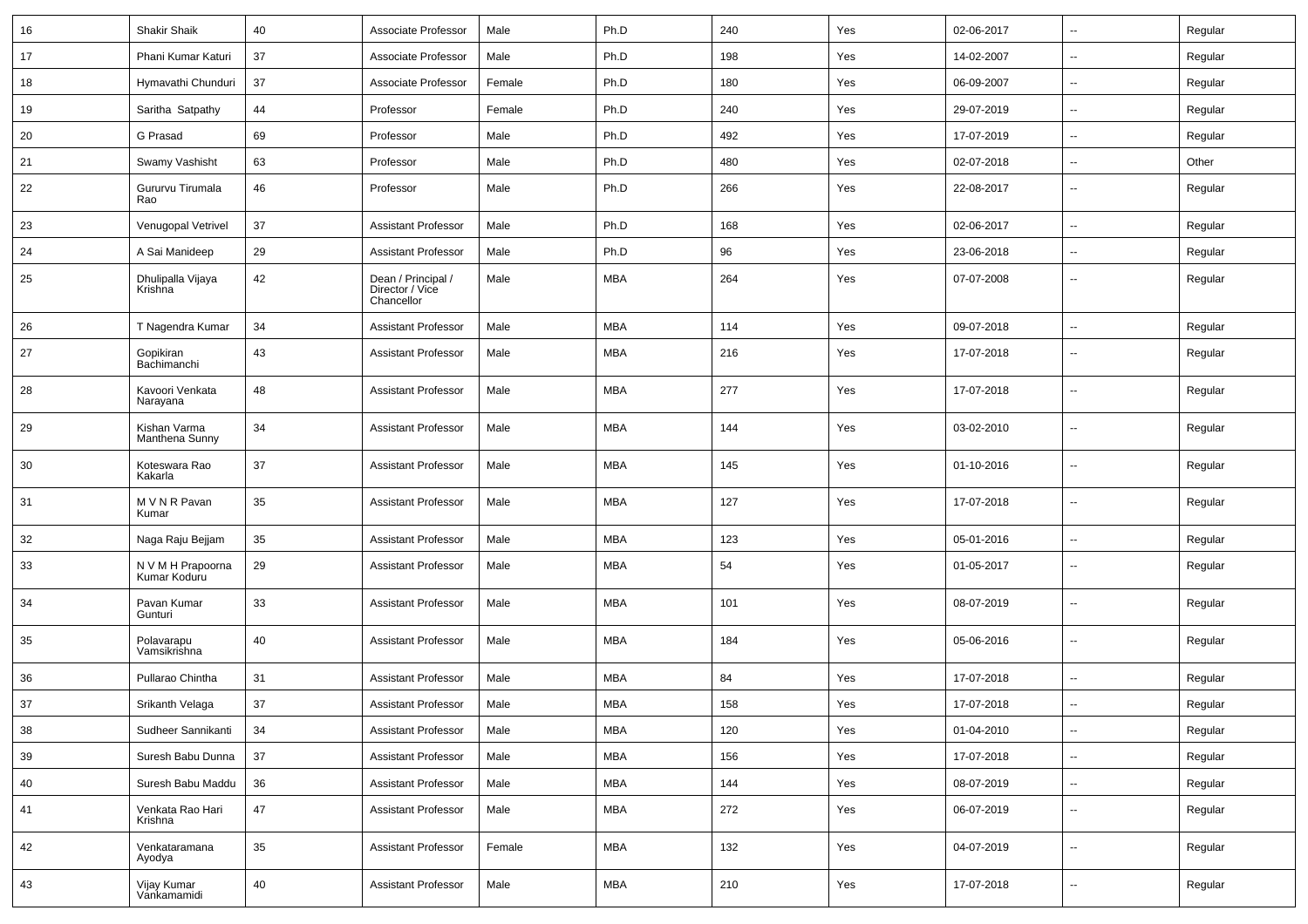| 16 | Shakir Shaik | 40 | Associate Professor | Male | Ph.D | 240 | Yes | 02-06-2017 | -- | Regular |
|---|---|---|---|---|---|---|---|---|---|---|
| 17 | Phani Kumar Katuri | 37 | Associate Professor | Male | Ph.D | 198 | Yes | 14-02-2007 | -- | Regular |
| 18 | Hymavathi Chunduri | 37 | Associate Professor | Female | Ph.D | 180 | Yes | 06-09-2007 | -- | Regular |
| 19 | Saritha Satpathy | 44 | Professor | Female | Ph.D | 240 | Yes | 29-07-2019 | -- | Regular |
| 20 | G Prasad | 69 | Professor | Male | Ph.D | 492 | Yes | 17-07-2019 | -- | Regular |
| 21 | Swamy Vashisht | 63 | Professor | Male | Ph.D | 480 | Yes | 02-07-2018 | -- | Other |
| 22 | Gururvu Tirumala Rao | 46 | Professor | Male | Ph.D | 266 | Yes | 22-08-2017 | -- | Regular |
| 23 | Venugopal Vetrivel | 37 | Assistant Professor | Male | Ph.D | 168 | Yes | 02-06-2017 | -- | Regular |
| 24 | A Sai Manideep | 29 | Assistant Professor | Male | Ph.D | 96 | Yes | 23-06-2018 | -- | Regular |
| 25 | Dhulipalla Vijaya Krishna | 42 | Dean / Principal / Director / Vice Chancellor | Male | MBA | 264 | Yes | 07-07-2008 | -- | Regular |
| 26 | T Nagendra Kumar | 34 | Assistant Professor | Male | MBA | 114 | Yes | 09-07-2018 | -- | Regular |
| 27 | Gopikiran Bachimanchi | 43 | Assistant Professor | Male | MBA | 216 | Yes | 17-07-2018 | -- | Regular |
| 28 | Kavoori Venkata Narayana | 48 | Assistant Professor | Male | MBA | 277 | Yes | 17-07-2018 | -- | Regular |
| 29 | Kishan Varma Manthena Sunny | 34 | Assistant Professor | Male | MBA | 144 | Yes | 03-02-2010 | -- | Regular |
| 30 | Koteswara Rao Kakarla | 37 | Assistant Professor | Male | MBA | 145 | Yes | 01-10-2016 | -- | Regular |
| 31 | M V N R Pavan Kumar | 35 | Assistant Professor | Male | MBA | 127 | Yes | 17-07-2018 | -- | Regular |
| 32 | Naga Raju Bejjam | 35 | Assistant Professor | Male | MBA | 123 | Yes | 05-01-2016 | -- | Regular |
| 33 | N V M H Prapoorna Kumar Koduru | 29 | Assistant Professor | Male | MBA | 54 | Yes | 01-05-2017 | -- | Regular |
| 34 | Pavan Kumar Gunturi | 33 | Assistant Professor | Male | MBA | 101 | Yes | 08-07-2019 | -- | Regular |
| 35 | Polavarapu Vamsikrishna | 40 | Assistant Professor | Male | MBA | 184 | Yes | 05-06-2016 | -- | Regular |
| 36 | Pullarao Chintha | 31 | Assistant Professor | Male | MBA | 84 | Yes | 17-07-2018 | -- | Regular |
| 37 | Srikanth Velaga | 37 | Assistant Professor | Male | MBA | 158 | Yes | 17-07-2018 | -- | Regular |
| 38 | Sudheer Sannikanti | 34 | Assistant Professor | Male | MBA | 120 | Yes | 01-04-2010 | -- | Regular |
| 39 | Suresh Babu Dunna | 37 | Assistant Professor | Male | MBA | 156 | Yes | 17-07-2018 | -- | Regular |
| 40 | Suresh Babu Maddu | 36 | Assistant Professor | Male | MBA | 144 | Yes | 08-07-2019 | -- | Regular |
| 41 | Venkata Rao Hari Krishna | 47 | Assistant Professor | Male | MBA | 272 | Yes | 06-07-2019 | -- | Regular |
| 42 | Venkataramana Ayodya | 35 | Assistant Professor | Female | MBA | 132 | Yes | 04-07-2019 | -- | Regular |
| 43 | Vijay Kumar Vankamamidi | 40 | Assistant Professor | Male | MBA | 210 | Yes | 17-07-2018 | -- | Regular |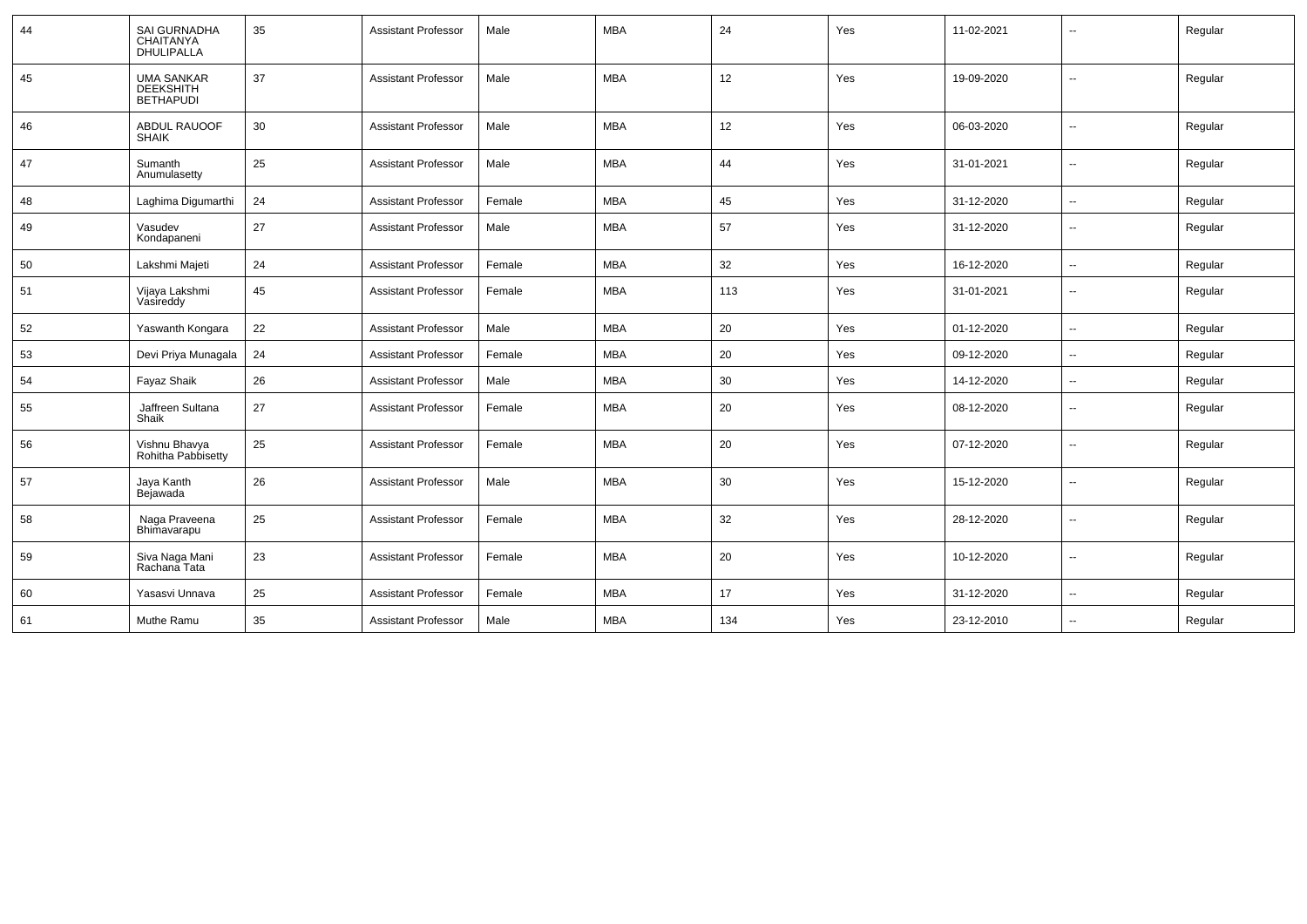| | | | | | | | | | | |
|---|---|---|---|---|---|---|---|---|---|---|
| 44 | SAI GURNADHA CHAITANYA DHULIPALLA | 35 | Assistant Professor | Male | MBA | 24 | Yes | 11-02-2021 | -- | Regular |
| 45 | UMA SANKAR DEEKSHITH BETHAPUDI | 37 | Assistant Professor | Male | MBA | 12 | Yes | 19-09-2020 | -- | Regular |
| 46 | ABDUL RAUOOF SHAIK | 30 | Assistant Professor | Male | MBA | 12 | Yes | 06-03-2020 | -- | Regular |
| 47 | Sumanth Anumulasetty | 25 | Assistant Professor | Male | MBA | 44 | Yes | 31-01-2021 | -- | Regular |
| 48 | Laghima Digumarthi | 24 | Assistant Professor | Female | MBA | 45 | Yes | 31-12-2020 | -- | Regular |
| 49 | Vasudev Kondapaneni | 27 | Assistant Professor | Male | MBA | 57 | Yes | 31-12-2020 | -- | Regular |
| 50 | Lakshmi Majeti | 24 | Assistant Professor | Female | MBA | 32 | Yes | 16-12-2020 | -- | Regular |
| 51 | Vijaya Lakshmi Vasireddy | 45 | Assistant Professor | Female | MBA | 113 | Yes | 31-01-2021 | -- | Regular |
| 52 | Yaswanth Kongara | 22 | Assistant Professor | Male | MBA | 20 | Yes | 01-12-2020 | -- | Regular |
| 53 | Devi Priya Munagala | 24 | Assistant Professor | Female | MBA | 20 | Yes | 09-12-2020 | -- | Regular |
| 54 | Fayaz Shaik | 26 | Assistant Professor | Male | MBA | 30 | Yes | 14-12-2020 | -- | Regular |
| 55 | Jaffreen Sultana Shaik | 27 | Assistant Professor | Female | MBA | 20 | Yes | 08-12-2020 | -- | Regular |
| 56 | Vishnu Bhavya Rohitha Pabbisetty | 25 | Assistant Professor | Female | MBA | 20 | Yes | 07-12-2020 | -- | Regular |
| 57 | Jaya Kanth Bejawada | 26 | Assistant Professor | Male | MBA | 30 | Yes | 15-12-2020 | -- | Regular |
| 58 | Naga Praveena Bhimavarapu | 25 | Assistant Professor | Female | MBA | 32 | Yes | 28-12-2020 | -- | Regular |
| 59 | Siva Naga Mani Rachana Tata | 23 | Assistant Professor | Female | MBA | 20 | Yes | 10-12-2020 | -- | Regular |
| 60 | Yasasvi Unnava | 25 | Assistant Professor | Female | MBA | 17 | Yes | 31-12-2020 | -- | Regular |
| 61 | Muthe Ramu | 35 | Assistant Professor | Male | MBA | 134 | Yes | 23-12-2010 | -- | Regular |